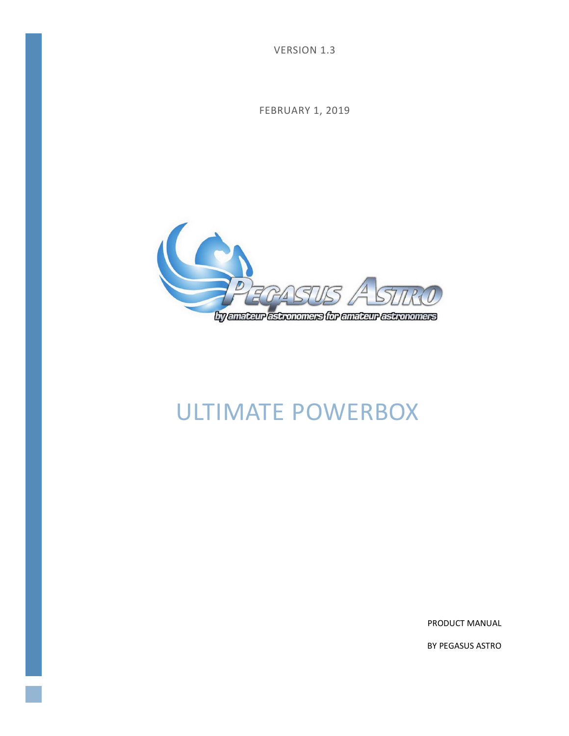VERSION 1.3

FEBRUARY 1, 2019

# ULTIMATE POWERBOX

PRODUCT MANUAL

BY PEGASUS ASTRO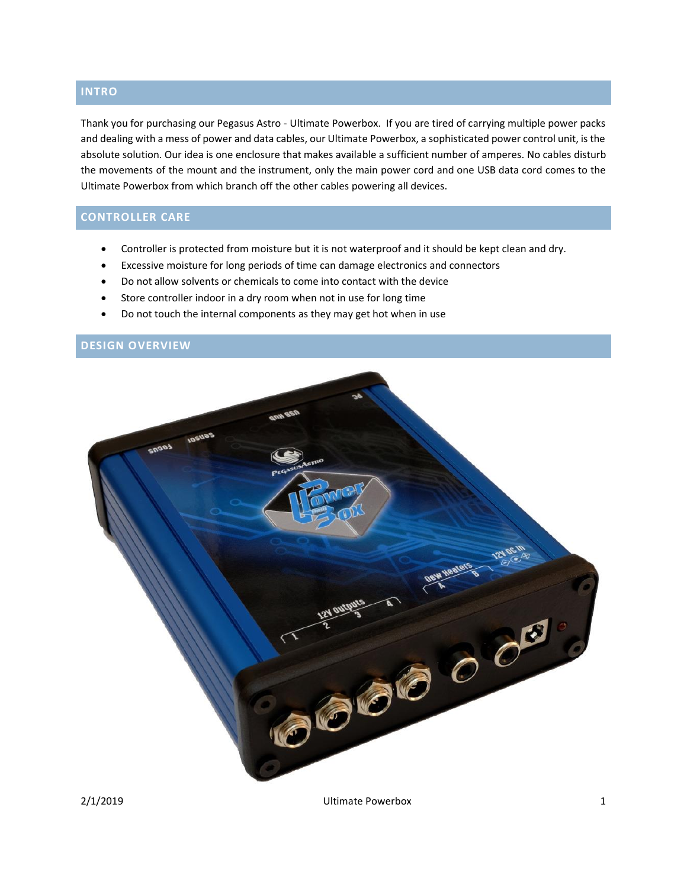## INTRO

Thank you for purchasing our Pegasus Astro - Ultimate Powerbox. If you are tired of carrying multiple power packs and dealing with a mess of power and data cables, our Ultimate Powerbox, a sophisticated power control unit, is the absolute solution. Our idea is one enclosure that makes available a sufficient number of amperes. No cables disturb the movements of the mount and the instrument, only the main power cord and one USB data cord comes to the Ultimate Powerbox from which branch off the other cables powering all devices.

## CONTROLLER CARE

- Controller is protected from moisture but it is not waterproof and it should be kept clean and dry.
- Excessive moisture for long periods of time can damage electronics and connectors
- Do not allow solvents or chemicals to come into contact with the device
- Store controller indoor in a dry room when not in use for long time
- Do not touch the internal components as they may get hot when in use

## DESIGN OVERVIEW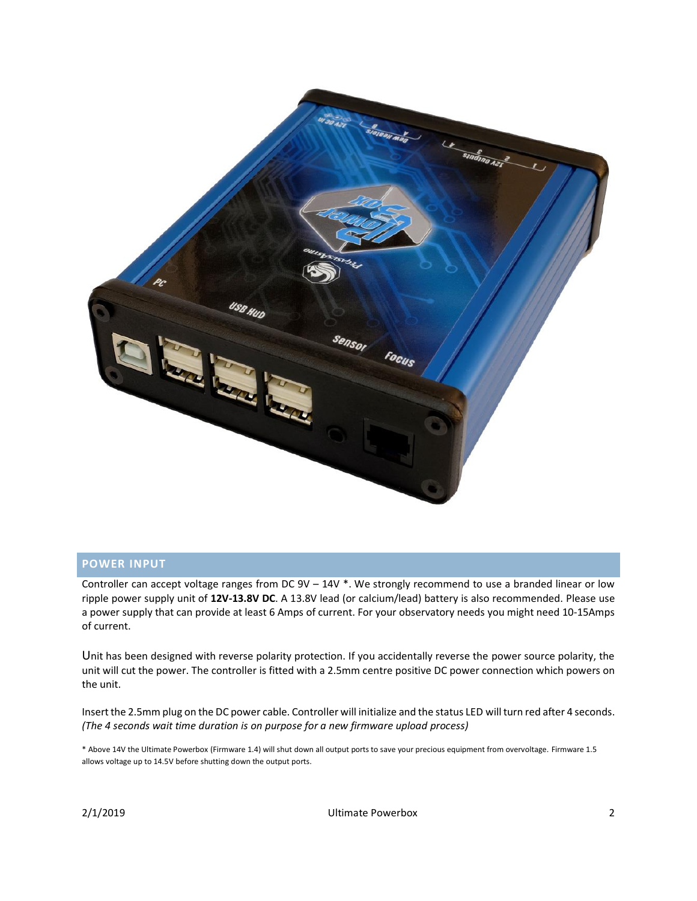## POWER INPUT

Controller can accept voltage ranges from DC 9V – 14V *. We strongly recommend to use a branded linear or low ripple power supply unit of **12V-13.8V DC**. A 13.8V lead (or calcium/lead) battery is also recommended. Please use a power supply that can provide at least 6 Amps of current. For your observatory needs you might need 10-15Amps of current.

Unit has been designed with reverse polarity protection. If you accidentally reverse the power source polarity, the unit will cut the power. The controller is fitted with a 2.5mm centre positive DC power connection which powers on the unit.

Insert the 2.5mm plug on the DC power cable. Controller will initialize and the status LED will turn red after 4 seconds. *(The 4 seconds wait time duration is on purpose for a new firmware upload process)*

* Above 14V the Ultimate Powerbox (Firmware 1.4) will shut down all output ports to save your precious equipment from overvoltage. Firmware 1.5 allows voltage up to 14.5V before shutting down the output ports.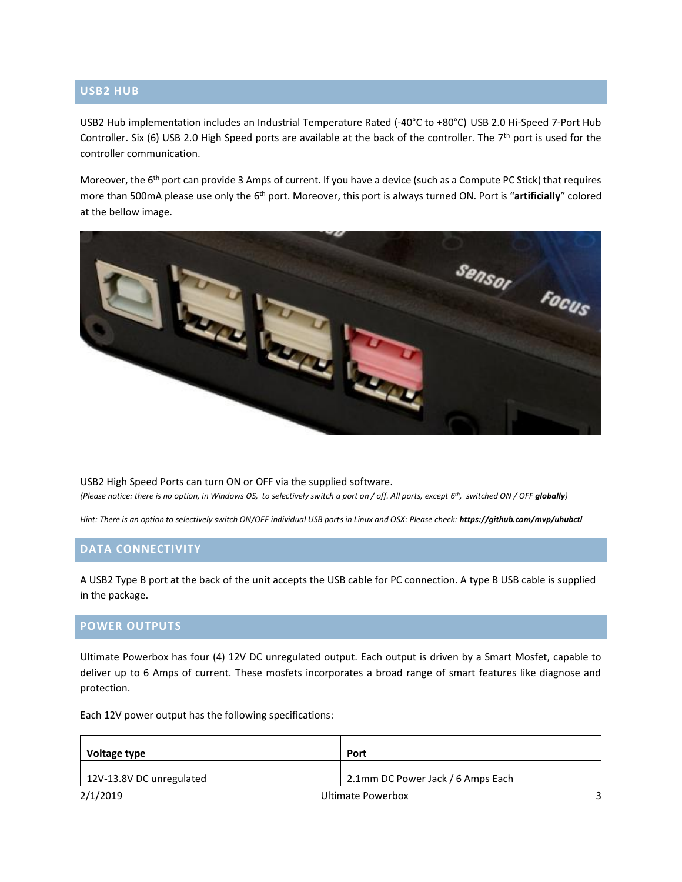## USB2 HUB

USB2 Hub implementation includes an Industrial Temperature Rated (-40°C to +80°C) USB 2.0 Hi-Speed 7-Port Hub Controller. Six (6) USB 2.0 High Speed ports are available at the back of the controller. The 7th port is used for the controller communication.

Moreover, the 6th port can provide 3 Amps of current. If you have a device (such as a Compute PC Stick) that requires more than 500mA please use only the 6th port. Moreover, this port is always turned ON. Port is "**artificially**" colored at the bellow image.

USB2 High Speed Ports can turn ON or OFF via the supplied software.

*(Please notice: there is no option, in Windows OS, to selectively switch a port on / off. All ports, except 6th, switched ON / OFF **globally**)*

*Hint: There is an option to selectively switch ON/OFF individual USB ports in Linux and OSX: Please check: **https://github.com/mvp/uhubctl***

## DATA CONNECTIVITY

A USB2 Type B port at the back of the unit accepts the USB cable for PC connection. A type B USB cable is supplied in the package.

## POWER OUTPUTS

Ultimate Powerbox has four (4) 12V DC unregulated output. Each output is driven by a Smart Mosfet, capable to deliver up to 6 Amps of current. These mosfets incorporates a broad range of smart features like diagnose and protection.

Each 12V power output has the following specifications:

| **Voltage type** | **Port** |
|---|---|
| 12V-13.8V DC unregulated | 2.1mm DC Power Jack / 6 Amps Each |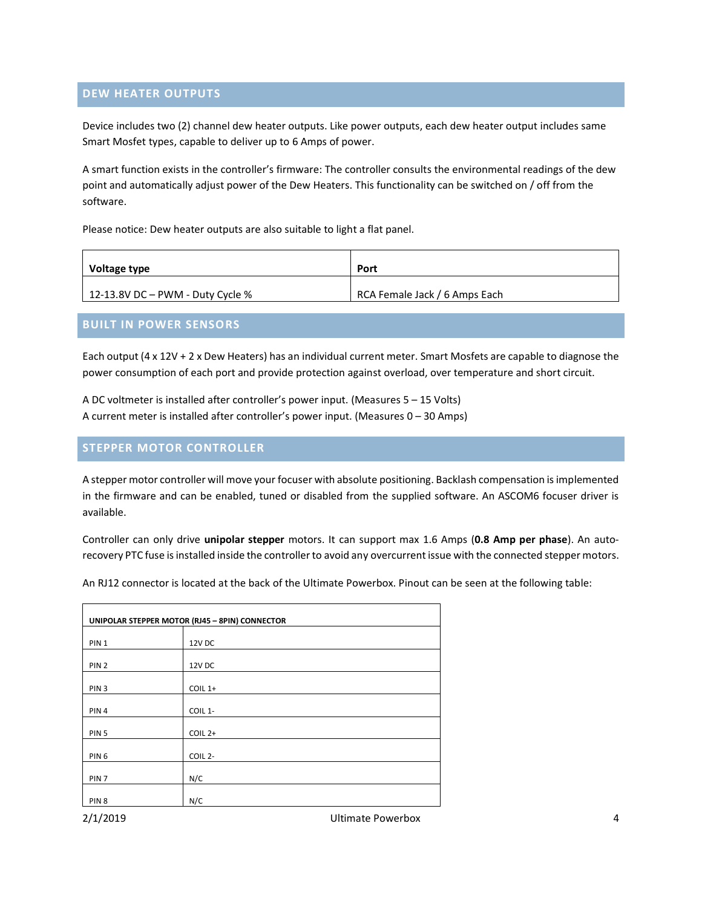## DEW HEATER OUTPUTS

Device includes two (2) channel dew heater outputs. Like power outputs, each dew heater output includes same Smart Mosfet types, capable to deliver up to 6 Amps of power.

A smart function exists in the controller's firmware: The controller consults the environmental readings of the dew point and automatically adjust power of the Dew Heaters. This functionality can be switched on / off from the software.

Please notice: Dew heater outputs are also suitable to light a flat panel.

| Voltage type | Port |
|---|---|
| 12-13.8V DC – PWM - Duty Cycle % | RCA Female Jack / 6 Amps Each |

## BUILT IN POWER SENSORS

Each output (4 x 12V + 2 x Dew Heaters) has an individual current meter. Smart Mosfets are capable to diagnose the power consumption of each port and provide protection against overload, over temperature and short circuit.

A DC voltmeter is installed after controller's power input. (Measures 5 – 15 Volts)
A current meter is installed after controller's power input. (Measures 0 – 30 Amps)

## STEPPER MOTOR CONTROLLER

A stepper motor controller will move your focuser with absolute positioning. Backlash compensation is implemented in the firmware and can be enabled, tuned or disabled from the supplied software. An ASCOM6 focuser driver is available.

Controller can only drive **unipolar stepper** motors. It can support max 1.6 Amps (**0.8 Amp per phase**). An auto-recovery PTC fuse is installed inside the controller to avoid any overcurrent issue with the connected stepper motors.

An RJ12 connector is located at the back of the Ultimate Powerbox. Pinout can be seen at the following table:

| **UNIPOLAR STEPPER MOTOR (RJ45 – 8PIN) CONNECTOR** | |
|---|---|
| PIN 1 | 12V DC |
| PIN 2 | 12V DC |
| PIN 3 | COIL 1+ |
| PIN 4 | COIL 1- |
| PIN 5 | COIL 2+ |
| PIN 6 | COIL 2- |
| PIN 7 | N/C |
| PIN 8 | N/C |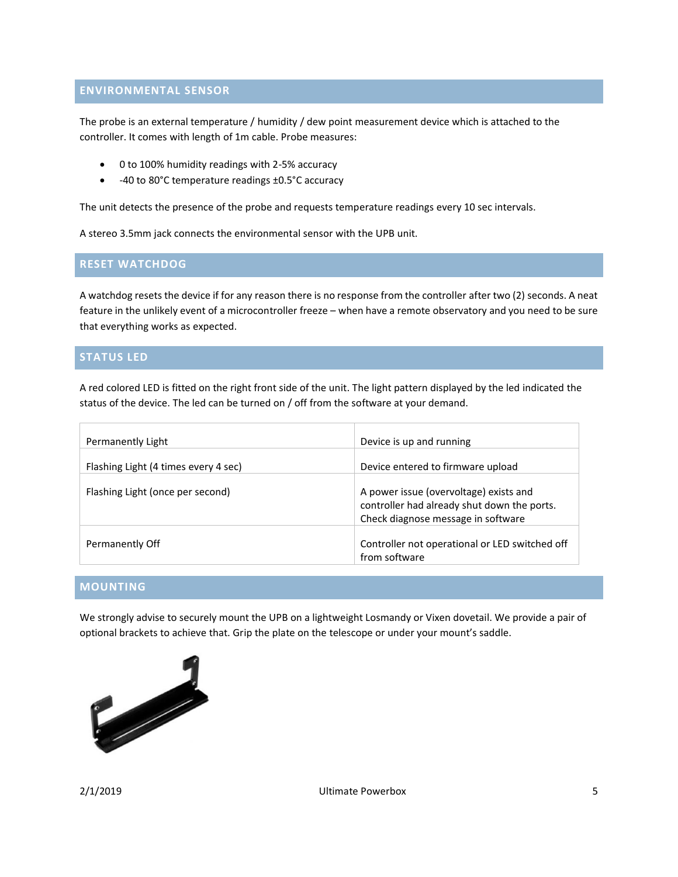## ENVIRONMENTAL SENSOR

The probe is an external temperature / humidity / dew point measurement device which is attached to the controller. It comes with length of 1m cable. Probe measures:

- 0 to 100% humidity readings with 2-5% accuracy
- -40 to 80°C temperature readings ±0.5°C accuracy

The unit detects the presence of the probe and requests temperature readings every 10 sec intervals.

A stereo 3.5mm jack connects the environmental sensor with the UPB unit.

## RESET WATCHDOG

A watchdog resets the device if for any reason there is no response from the controller after two (2) seconds. A neat feature in the unlikely event of a microcontroller freeze – when have a remote observatory and you need to be sure that everything works as expected.

## STATUS LED

A red colored LED is fitted on the right front side of the unit. The light pattern displayed by the led indicated the status of the device. The led can be turned on / off from the software at your demand.

| | |
|---|---|
| Permanently Light | Device is up and running |
| Flashing Light (4 times every 4 sec) | Device entered to firmware upload |
| Flashing Light (once per second) | A power issue (overvoltage) exists and controller had already shut down the ports. Check diagnose message in software |
| Permanently Off | Controller not operational or LED switched off from software |

## MOUNTING

We strongly advise to securely mount the UPB on a lightweight Losmandy or Vixen dovetail. We provide a pair of optional brackets to achieve that. Grip the plate on the telescope or under your mount's saddle.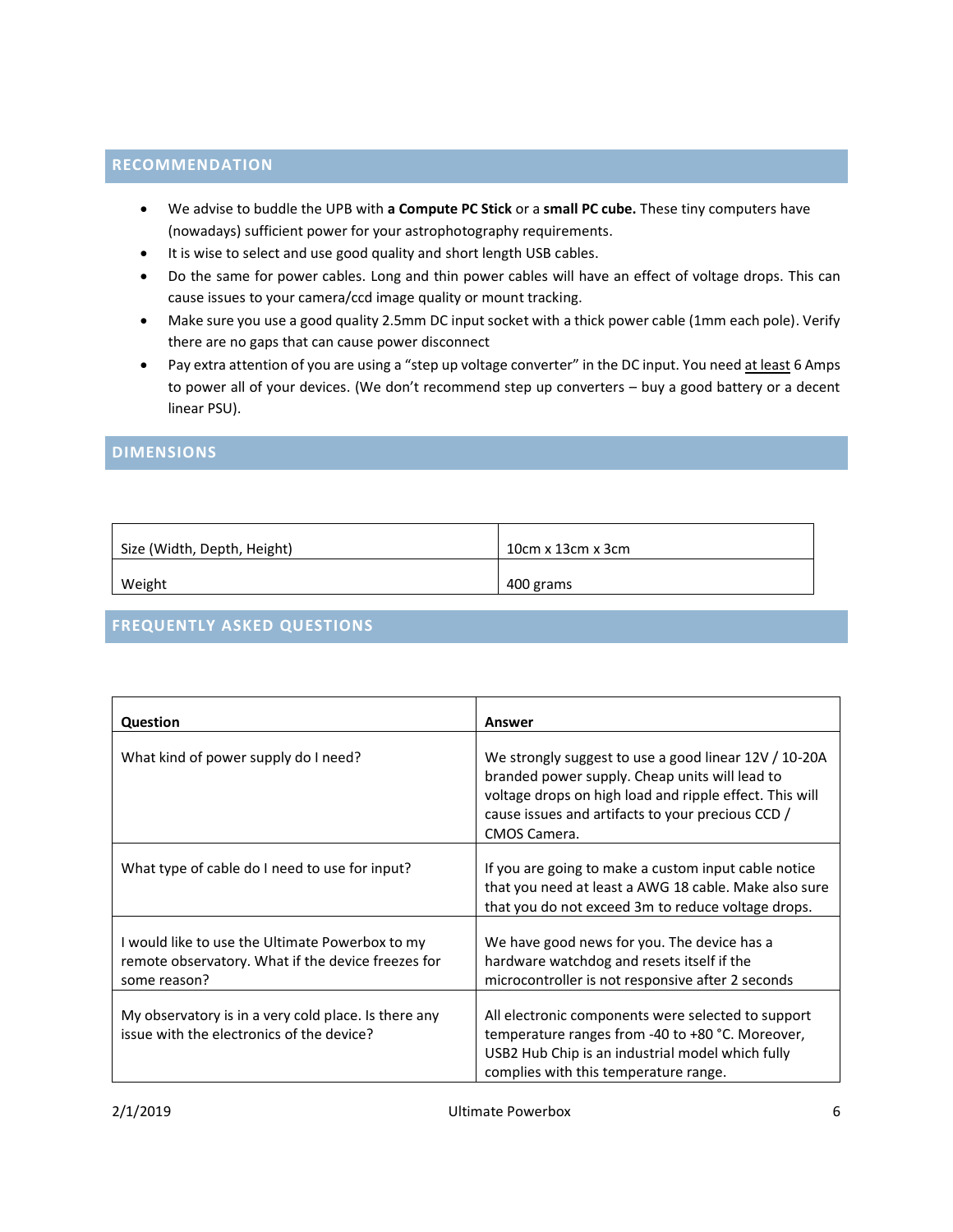## RECOMMENDATION

- We advise to buddle the UPB with **a Compute PC Stick** or a **small PC cube.** These tiny computers have (nowadays) sufficient power for your astrophotography requirements.
- It is wise to select and use good quality and short length USB cables.
- Do the same for power cables. Long and thin power cables will have an effect of voltage drops. This can cause issues to your camera/ccd image quality or mount tracking.
- Make sure you use a good quality 2.5mm DC input socket with a thick power cable (1mm each pole). Verify there are no gaps that can cause power disconnect
- Pay extra attention of you are using a "step up voltage converter" in the DC input. You need <u>at least</u> 6 Amps to power all of your devices. (We don't recommend step up converters – buy a good battery or a decent linear PSU).

## DIMENSIONS

| | |
|---|---|
| Size (Width, Depth, Height) | 10cm x 13cm x 3cm |
| Weight | 400 grams |

## FREQUENTLY ASKED QUESTIONS

| Question | Answer |
|---|---|
| What kind of power supply do I need? | We strongly suggest to use a good linear 12V / 10-20A branded power supply. Cheap units will lead to voltage drops on high load and ripple effect. This will cause issues and artifacts to your precious CCD / CMOS Camera. |
| What type of cable do I need to use for input? | If you are going to make a custom input cable notice that you need at least a AWG 18 cable. Make also sure that you do not exceed 3m to reduce voltage drops. |
| I would like to use the Ultimate Powerbox to my remote observatory. What if the device freezes for some reason? | We have good news for you. The device has a hardware watchdog and resets itself if the microcontroller is not responsive after 2 seconds |
| My observatory is in a very cold place. Is there any issue with the electronics of the device? | All electronic components were selected to support temperature ranges from -40 to +80 °C. Moreover, USB2 Hub Chip is an industrial model which fully complies with this temperature range. |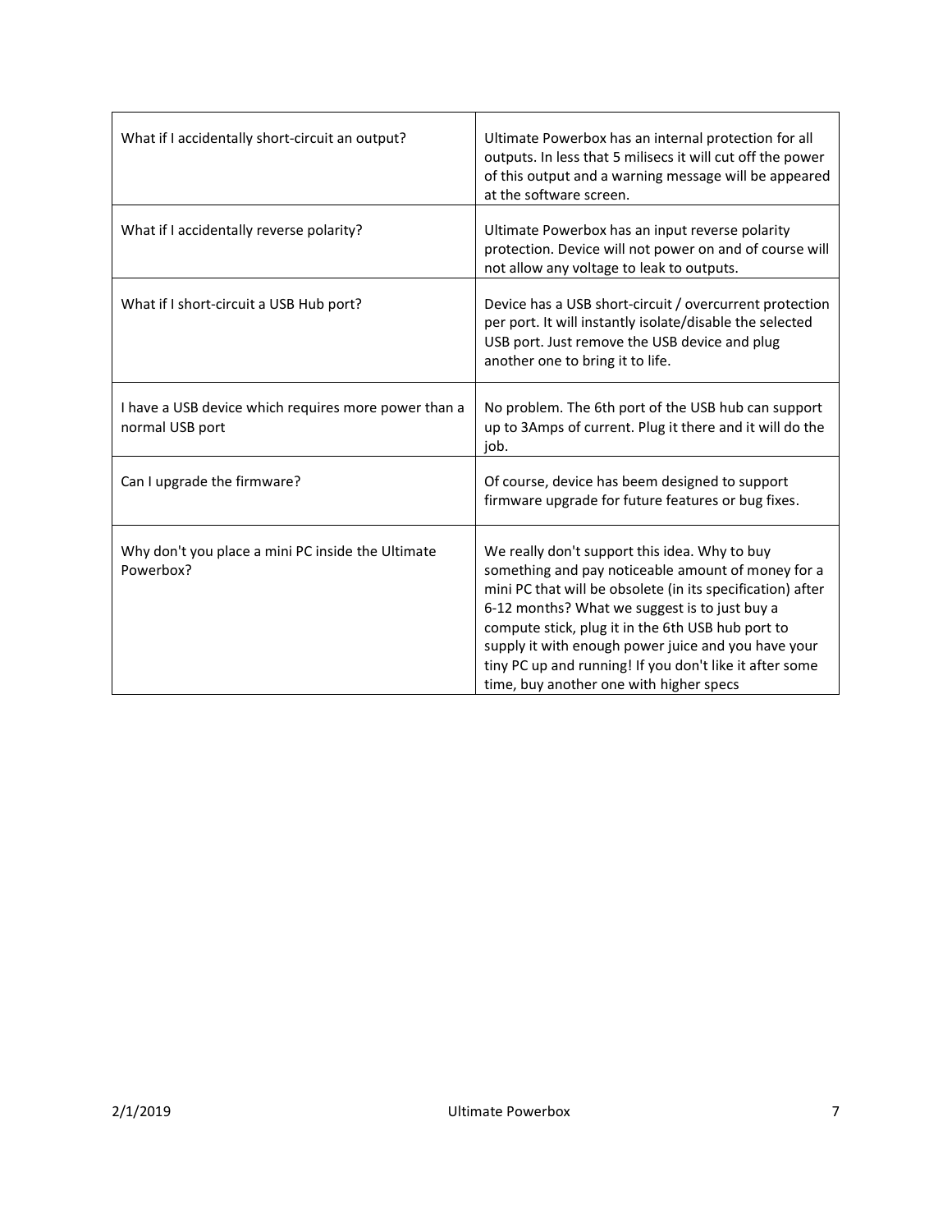| | |
|---|---|
| What if I accidentally short-circuit an output? | Ultimate Powerbox has an internal protection for all outputs. In less that 5 milisecs it will cut off the power of this output and a warning message will be appeared at the software screen. |
| What if I accidentally reverse polarity? | Ultimate Powerbox has an input reverse polarity protection. Device will not power on and of course will not allow any voltage to leak to outputs. |
| What if I short-circuit a USB Hub port? | Device has a USB short-circuit / overcurrent protection per port. It will instantly isolate/disable the selected USB port. Just remove the USB device and plug another one to bring it to life. |
| I have a USB device which requires more power than a normal USB port | No problem. The 6th port of the USB hub can support up to 3Amps of current. Plug it there and it will do the job. |
| Can I upgrade the firmware? | Of course, device has beem designed to support firmware upgrade for future features or bug fixes. |
| Why don't you place a mini PC inside the Ultimate Powerbox? | We really don't support this idea. Why to buy something and pay noticeable amount of money for a mini PC that will be obsolete (in its specification) after 6-12 months? What we suggest is to just buy a compute stick, plug it in the 6th USB hub port to supply it with enough power juice and you have your tiny PC up and running! If you don't like it after some time, buy another one with higher specs |